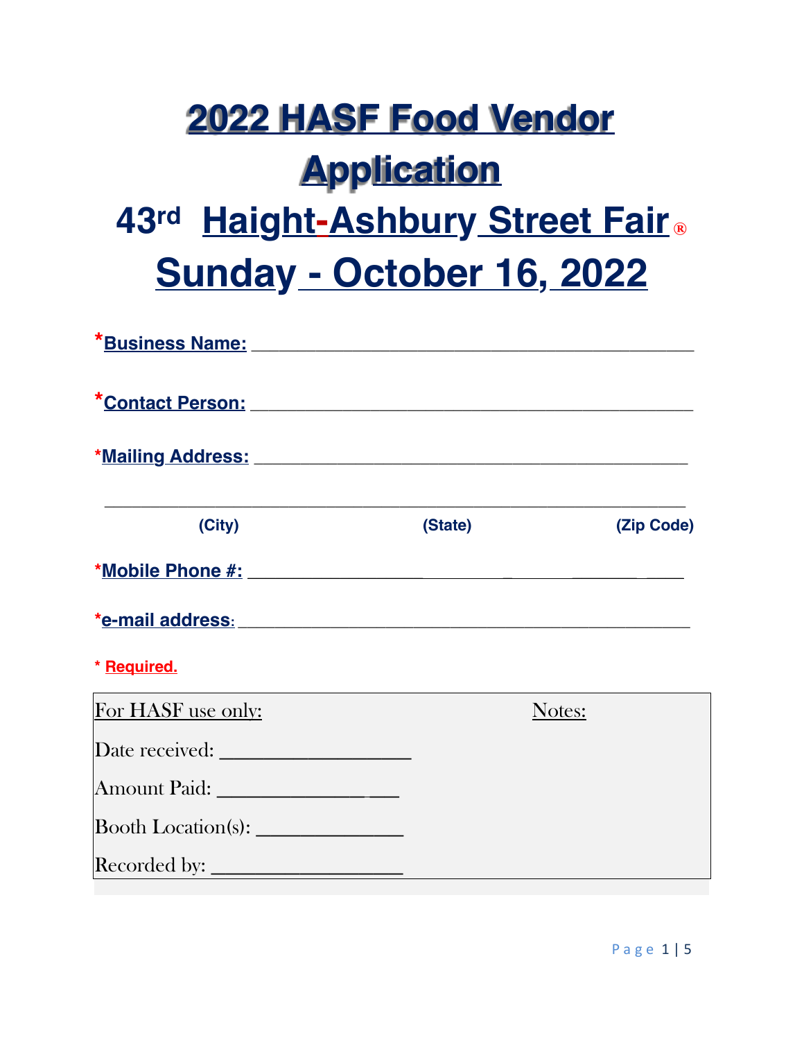# 2022 HASF Food Vendor Application

## 43rd Haight-Ashbury Street Fair®

## Sunday - October 16, 2022

***Business Name:** ___________________________________________

***Contact Person:** ___________________________________________

***Mailing Address:** __________________________________________

_____________________________________________________________

**(City)** **(State)** **(Zip Code)**

***Mobile Phone #:** ___________________________________________

***e-mail address:** ___________________________________________

* **Required.**

| | |
|---|---|
| For HASF use only: | Notes: |
| Date received: ___________________ | |
| Amount Paid: __________________ | |
| Booth Location(s): _______________ | |
| Recorded by: ____________________ | |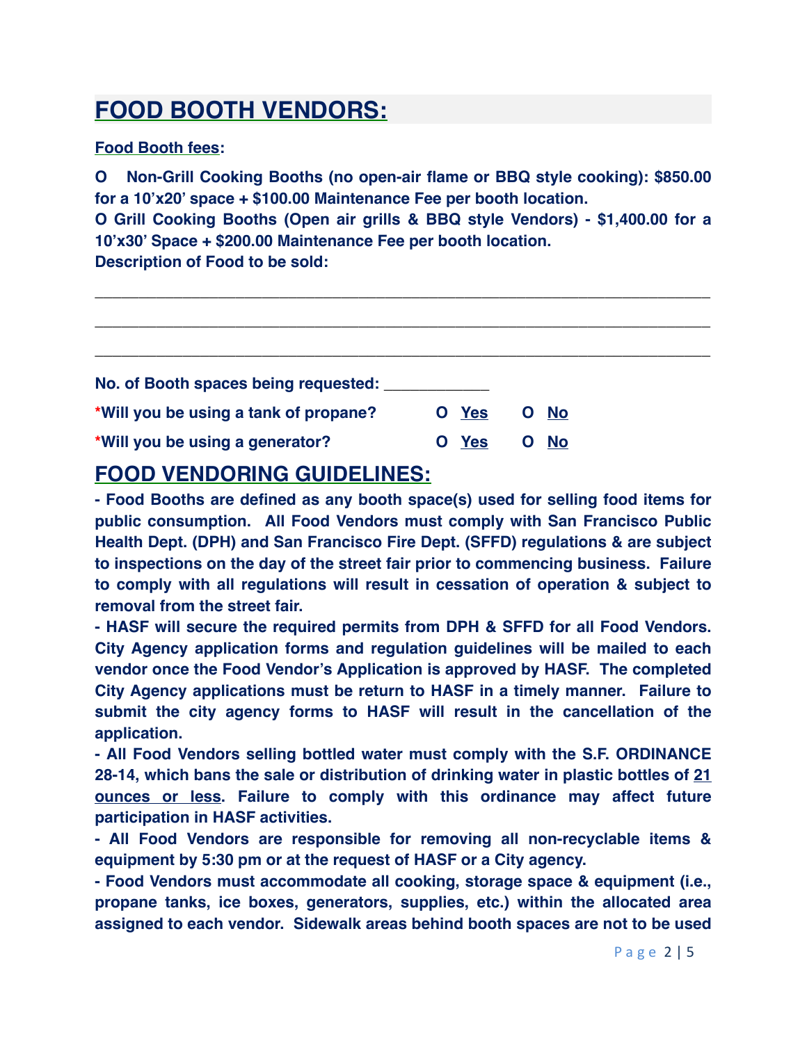# FOOD BOOTH VENDORS:

**Food Booth fees:**

**O Non-Grill Cooking Booths (no open-air flame or BBQ style cooking): $850.00 for a 10'x20' space + $100.00 Maintenance Fee per booth location.**
**O Grill Cooking Booths (Open air grills & BBQ style Vendors) - $1,400.00 for a 10'x30' Space + $200.00 Maintenance Fee per booth location.**
**Description of Food to be sold:**

_______________________________________________________________________________

_______________________________________________________________________________

_______________________________________________________________________________

**No. of Booth spaces being requested: ____________**

**\*Will you be using a tank of propane? O Yes O No**

**\*Will you be using a generator? O Yes O No**

## FOOD VENDORING GUIDELINES:

**- Food Booths are defined as any booth space(s) used for selling food items for public consumption. All Food Vendors must comply with San Francisco Public Health Dept. (DPH) and San Francisco Fire Dept. (SFFD) regulations & are subject to inspections on the day of the street fair prior to commencing business. Failure to comply with all regulations will result in cessation of operation & subject to removal from the street fair.**

**- HASF will secure the required permits from DPH & SFFD for all Food Vendors. City Agency application forms and regulation guidelines will be mailed to each vendor once the Food Vendor's Application is approved by HASF. The completed City Agency applications must be return to HASF in a timely manner. Failure to submit the city agency forms to HASF will result in the cancellation of the application.**

**- All Food Vendors selling bottled water must comply with the S.F. ORDINANCE 28-14, which bans the sale or distribution of drinking water in plastic bottles of <u>21 ounces or less</u>. Failure to comply with this ordinance may affect future participation in HASF activities.**

**- All Food Vendors are responsible for removing all non-recyclable items & equipment by 5:30 pm or at the request of HASF or a City agency.**

**- Food Vendors must accommodate all cooking, storage space & equipment (i.e., propane tanks, ice boxes, generators, supplies, etc.) within the allocated area assigned to each vendor. Sidewalk areas behind booth spaces are not to be used**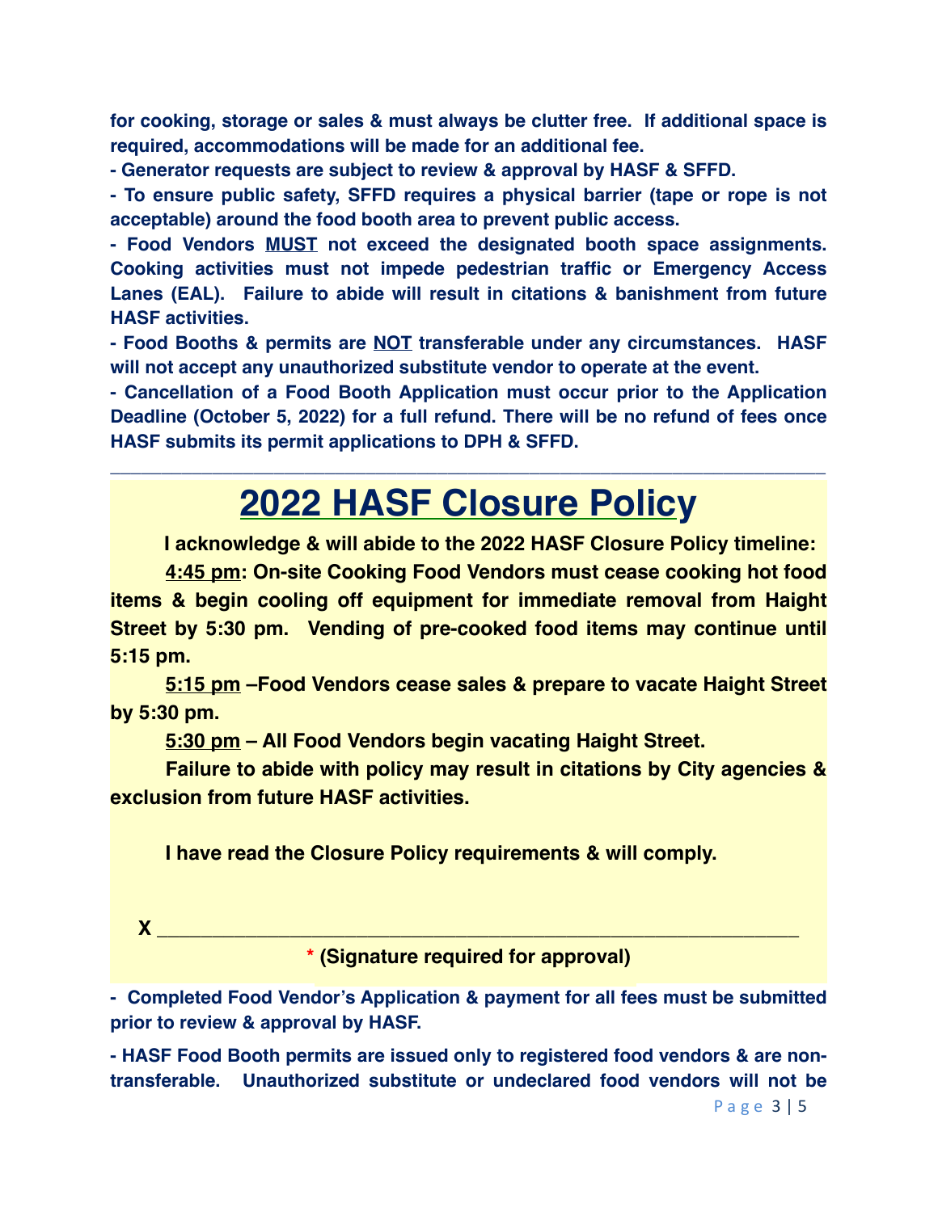**for cooking, storage or sales & must always be clutter free. If additional space is required, accommodations will be made for an additional fee.**

**- Generator requests are subject to review & approval by HASF & SFFD.**

**- To ensure public safety, SFFD requires a physical barrier (tape or rope is not acceptable) around the food booth area to prevent public access.**

**- Food Vendors <u>MUST</u> not exceed the designated booth space assignments. Cooking activities must not impede pedestrian traffic or Emergency Access Lanes (EAL). Failure to abide will result in citations & banishment from future HASF activities.**

**- Food Booths & permits are <u>NOT</u> transferable under any circumstances. HASF will not accept any unauthorized substitute vendor to operate at the event.**

**- Cancellation of a Food Booth Application must occur prior to the Application Deadline (October 5, 2022) for a full refund. There will be no refund of fees once HASF submits its permit applications to DPH & SFFD.**

---

# <u>2022 HASF Closure Policy</u>

**I acknowledge & will abide to the 2022 HASF Closure Policy timeline:**

**<u>4:45 pm</u>: On-site Cooking Food Vendors must cease cooking hot food items & begin cooling off equipment for immediate removal from Haight Street by 5:30 pm. Vending of pre-cooked food items may continue until 5:15 pm.**

**<u>5:15 pm</u> –Food Vendors cease sales & prepare to vacate Haight Street by 5:30 pm.**

**<u>5:30 pm</u> – All Food Vendors begin vacating Haight Street.**

**Failure to abide with policy may result in citations by City agencies & exclusion from future HASF activities.**

**I have read the Closure Policy requirements & will comply.**

**X \_\_\_\_\_\_\_\_\_\_\_\_\_\_\_\_\_\_\_\_\_\_\_\_\_\_\_\_\_\_\_\_\_\_\_\_\_\_\_\_\_\_\_\_\_\_\_\_\_\_\_\_\_\_\_\_\_\_**

**\* (Signature required for approval)**

**- Completed Food Vendor's Application & payment for all fees must be submitted prior to review & approval by HASF.**

**- HASF Food Booth permits are issued only to registered food vendors & are non-transferable. Unauthorized substitute or undeclared food vendors will not be**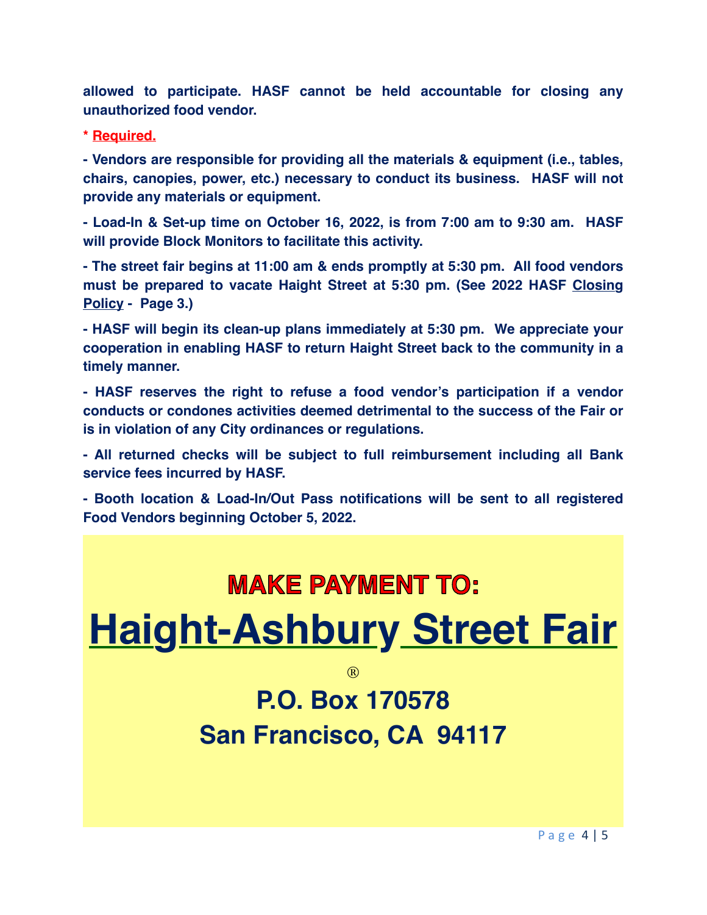**allowed to participate. HASF cannot be held accountable for closing any unauthorized food vendor.**

**\* Required.**

**- Vendors are responsible for providing all the materials & equipment (i.e., tables, chairs, canopies, power, etc.) necessary to conduct its business. HASF will not provide any materials or equipment.**

**- Load-In & Set-up time on October 16, 2022, is from 7:00 am to 9:30 am. HASF will provide Block Monitors to facilitate this activity.**

**- The street fair begins at 11:00 am & ends promptly at 5:30 pm. All food vendors must be prepared to vacate Haight Street at 5:30 pm. (See 2022 HASF Closing Policy - Page 3.)**

**- HASF will begin its clean-up plans immediately at 5:30 pm. We appreciate your cooperation in enabling HASF to return Haight Street back to the community in a timely manner.**

**- HASF reserves the right to refuse a food vendor's participation if a vendor conducts or condones activities deemed detrimental to the success of the Fair or is in violation of any City ordinances or regulations.**

**- All returned checks will be subject to full reimbursement including all Bank service fees incurred by HASF.**

**- Booth location & Load-In/Out Pass notifications will be sent to all registered Food Vendors beginning October 5, 2022.**

## MAKE PAYMENT TO:

# Haight-Ashbury Street Fair

®

## P.O. Box 170578
## San Francisco, CA 94117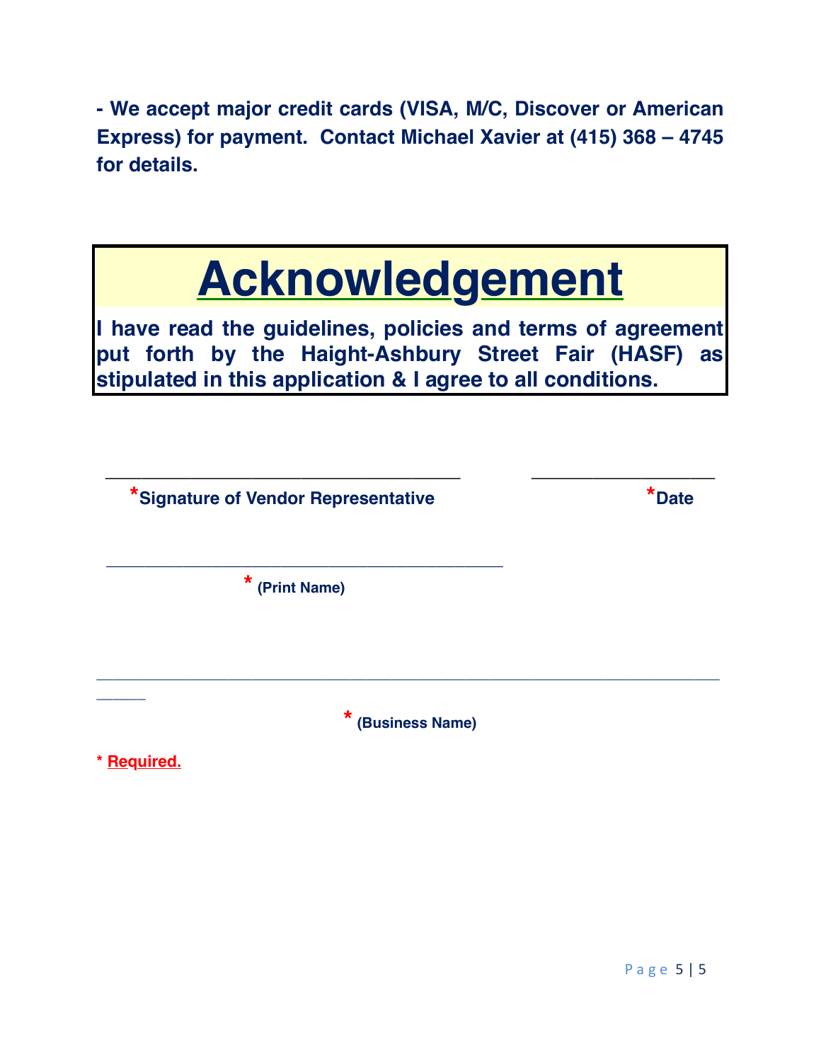**- We accept major credit cards (VISA, M/C, Discover or American Express) for payment. Contact Michael Xavier at (415) 368 – 4745 for details.**

# Acknowledgement

**I have read the guidelines, policies and terms of agreement put forth by the Haight-Ashbury Street Fair (HASF) as stipulated in this application & I agree to all conditions.**

___________________________________ ___________________

***Signature of Vendor Representative** ***Date**

_______________________________________

*** (Print Name)**

_______________________________________________________________

*** (Business Name)**

*** Required.**